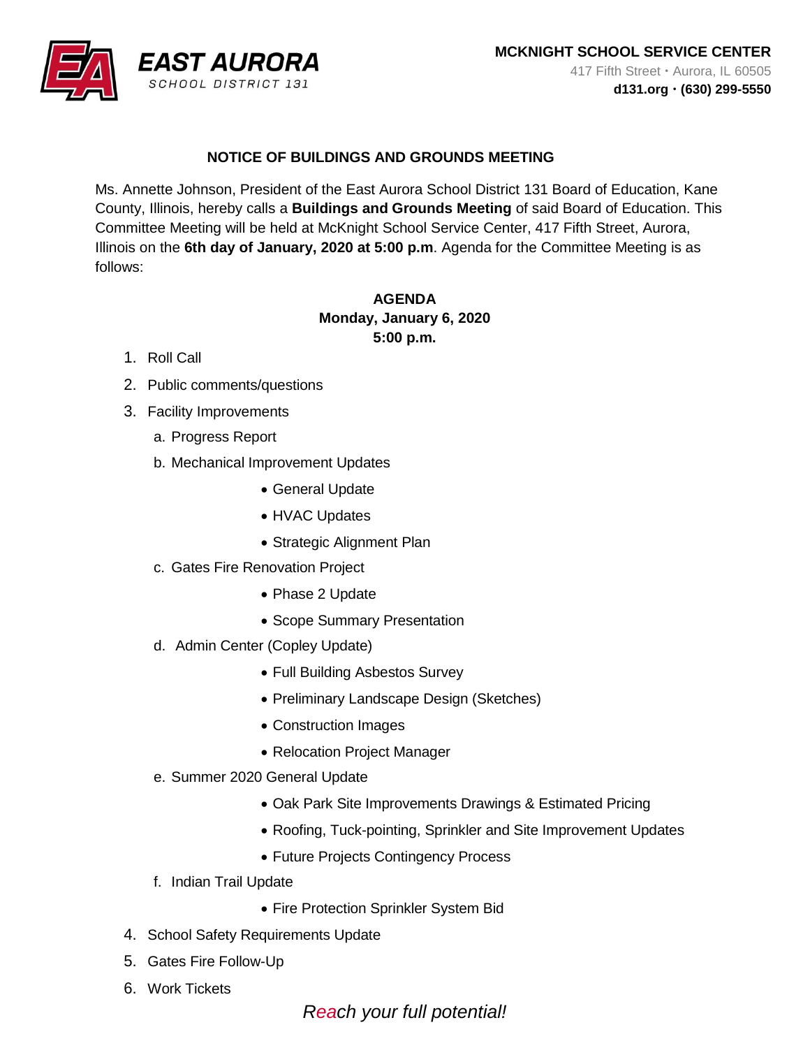**EAST AURORA**
SCHOOL DISTRICT 131

**MCKNIGHT SCHOOL SERVICE CENTER**
417 Fifth Street • Aurora, IL 60505
**d131.org • (630) 299-5550**

## NOTICE OF BUILDINGS AND GROUNDS MEETING

Ms. Annette Johnson, President of the East Aurora School District 131 Board of Education, Kane County, Illinois, hereby calls a **Buildings and Grounds Meeting** of said Board of Education. This Committee Meeting will be held at McKnight School Service Center, 417 Fifth Street, Aurora, Illinois on the **6th day of January, 2020 at 5:00 p.m**. Agenda for the Committee Meeting is as follows:

**AGENDA**
**Monday, January 6, 2020**
**5:00 p.m.**

1. Roll Call
2. Public comments/questions
3. Facility Improvements
   a. Progress Report
   b. Mechanical Improvement Updates
      - General Update
      - HVAC Updates
      - Strategic Alignment Plan
   c. Gates Fire Renovation Project
      - Phase 2 Update
      - Scope Summary Presentation
   d. Admin Center (Copley Update)
      - Full Building Asbestos Survey
      - Preliminary Landscape Design (Sketches)
      - Construction Images
      - Relocation Project Manager
   e. Summer 2020 General Update
      - Oak Park Site Improvements Drawings & Estimated Pricing
      - Roofing, Tuck-pointing, Sprinkler and Site Improvement Updates
      - Future Projects Contingency Process
   f. Indian Trail Update
      - Fire Protection Sprinkler System Bid
4. School Safety Requirements Update
5. Gates Fire Follow-Up
6. Work Tickets

*Reach your full potential!*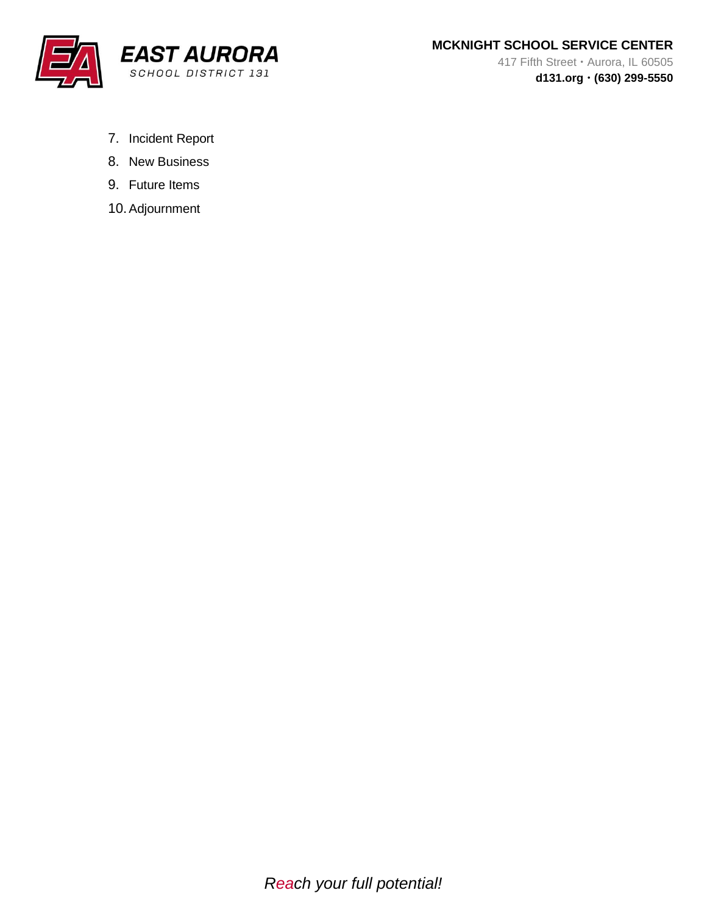7. Incident Report
8. New Business
9. Future Items
10. Adjournment